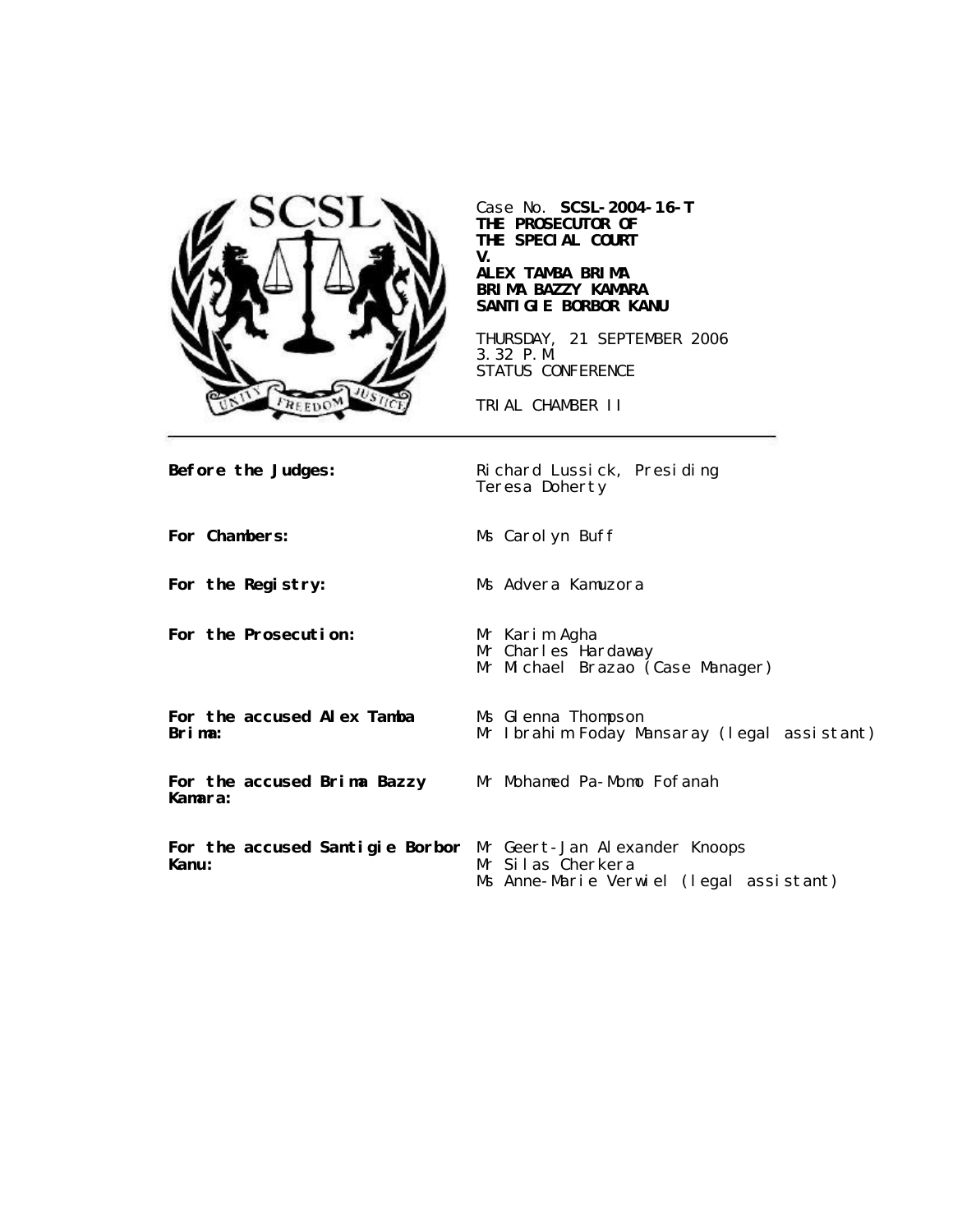Case No. **SCSL-2004-16-T**
**THE PROSECUTOR OF THE SPECIAL COURT**
**V.**
**ALEX TAMBA BRIMA**
**BRIMA BAZZY KAMARA**
**SANTIGIE BORBOR KANU**

THURSDAY, 21 SEPTEMBER 2006
3.32 P.M.
STATUS CONFERENCE

TRIAL CHAMBER II

| | |
|---|---|
| **Before the Judges:** | Richard Lussick, Presiding<br>Teresa Doherty |
| **For Chambers:** | Ms Carolyn Buff |
| **For the Registry:** | Ms Advera Kamuzora |
| **For the Prosecution:** | Mr Karim Agha<br>Mr Charles Hardaway<br>Mr Michael Brazao (Case Manager) |
| **For the accused Alex Tamba Brima:** | Ms Glenna Thompson<br>Mr Ibrahim Foday Mansaray (legal assistant) |
| **For the accused Brima Bazzy Kamara:** | Mr Mohamed Pa-Momo Fofanah |
| **For the accused Santigie Borbor Kanu:** | Mr Geert-Jan Alexander Knoops<br>Mr Silas Cherkera<br>Ms Anne-Marie Verwiel (legal assistant) |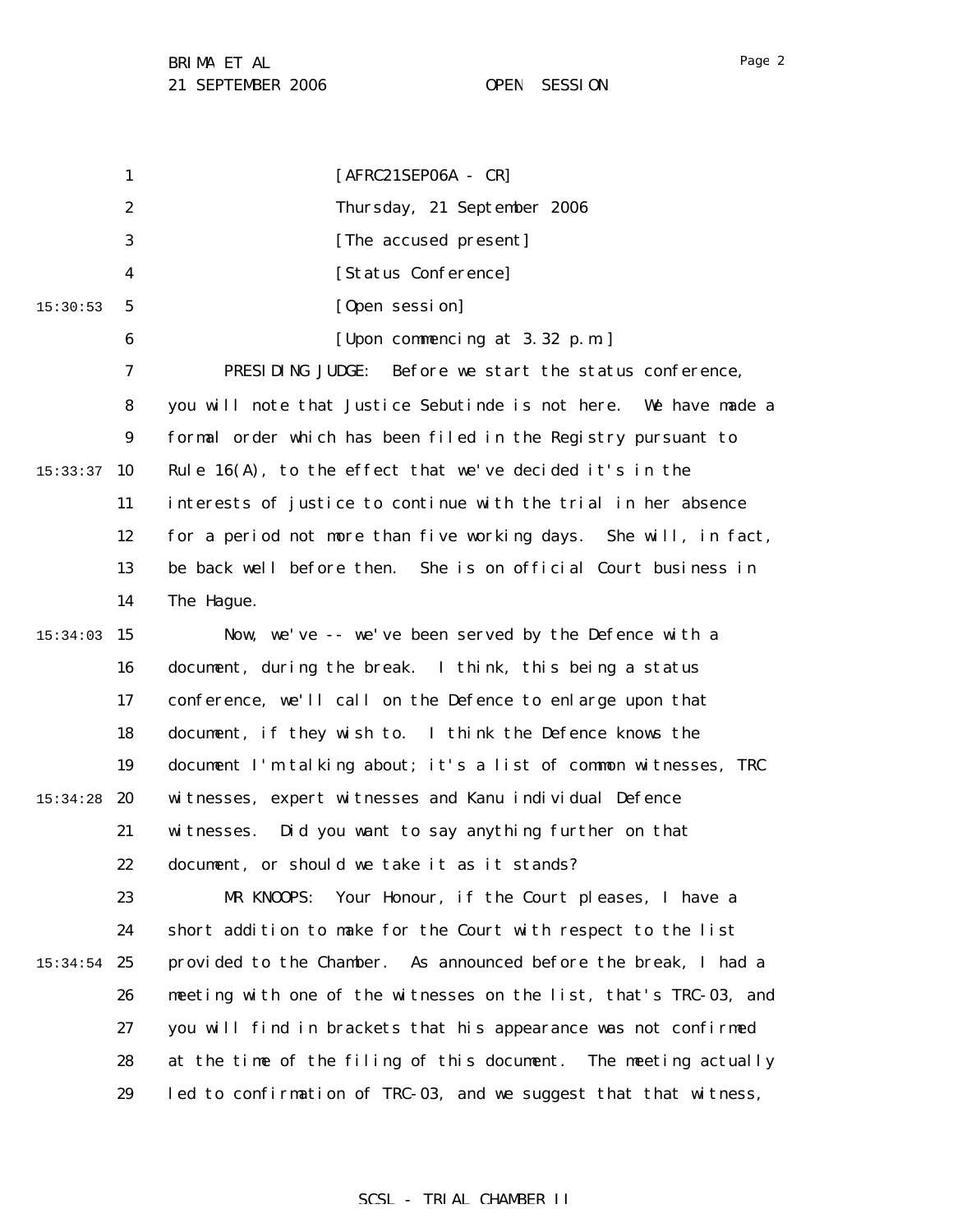[AFRC21SEP06A - CR]

Thursday, 21 September 2006

[The accused present]

[Status Conference]

[Open session]

[Upon commencing at 3.32 p.m.]

PRESIDING JUDGE: Before we start the status conference, you will note that Justice Sebutinde is not here. We have made a formal order which has been filed in the Registry pursuant to Rule 16(A), to the effect that we've decided it's in the interests of justice to continue with the trial in her absence for a period not more than five working days. She will, in fact, be back well before then. She is on official Court business in The Hague.

Now, we've -- we've been served by the Defence with a document, during the break. I think, this being a status conference, we'll call on the Defence to enlarge upon that document, if they wish to. I think the Defence knows the document I'm talking about; it's a list of common witnesses, TRC witnesses, expert witnesses and Kanu individual Defence witnesses. Did you want to say anything further on that document, or should we take it as it stands?

MR KNOOPS: Your Honour, if the Court pleases, I have a short addition to make for the Court with respect to the list provided to the Chamber. As announced before the break, I had a meeting with one of the witnesses on the list, that's TRC-03, and you will find in brackets that his appearance was not confirmed at the time of the filing of this document. The meeting actually led to confirmation of TRC-03, and we suggest that that witness,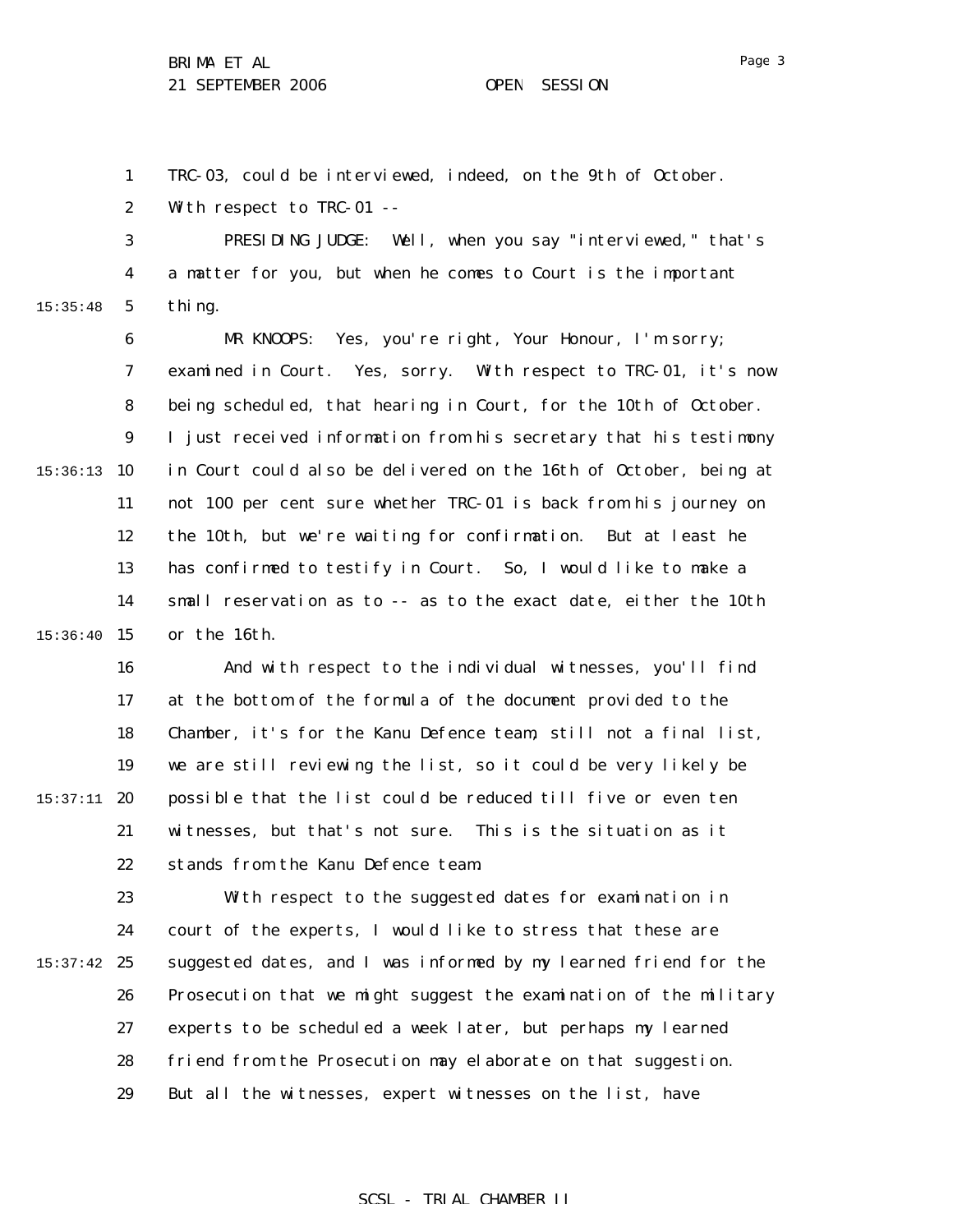TRC-03, could be interviewed, indeed, on the 9th of October. With respect to TRC-01 --

PRESIDING JUDGE: Well, when you say "interviewed," that's a matter for you, but when he comes to Court is the important thing.

MR KNOOPS: Yes, you're right, Your Honour, I'm sorry; examined in Court. Yes, sorry. With respect to TRC-01, it's now being scheduled, that hearing in Court, for the 10th of October. I just received information from his secretary that his testimony in Court could also be delivered on the 16th of October, being at not 100 per cent sure whether TRC-01 is back from his journey on the 10th, but we're waiting for confirmation. But at least he has confirmed to testify in Court. So, I would like to make a small reservation as to -- as to the exact date, either the 10th or the 16th.

And with respect to the individual witnesses, you'll find at the bottom of the formula of the document provided to the Chamber, it's for the Kanu Defence team, still not a final list, we are still reviewing the list, so it could be very likely be possible that the list could be reduced till five or even ten witnesses, but that's not sure. This is the situation as it stands from the Kanu Defence team.

With respect to the suggested dates for examination in court of the experts, I would like to stress that these are suggested dates, and I was informed by my learned friend for the Prosecution that we might suggest the examination of the military experts to be scheduled a week later, but perhaps my learned friend from the Prosecution may elaborate on that suggestion. But all the witnesses, expert witnesses on the list, have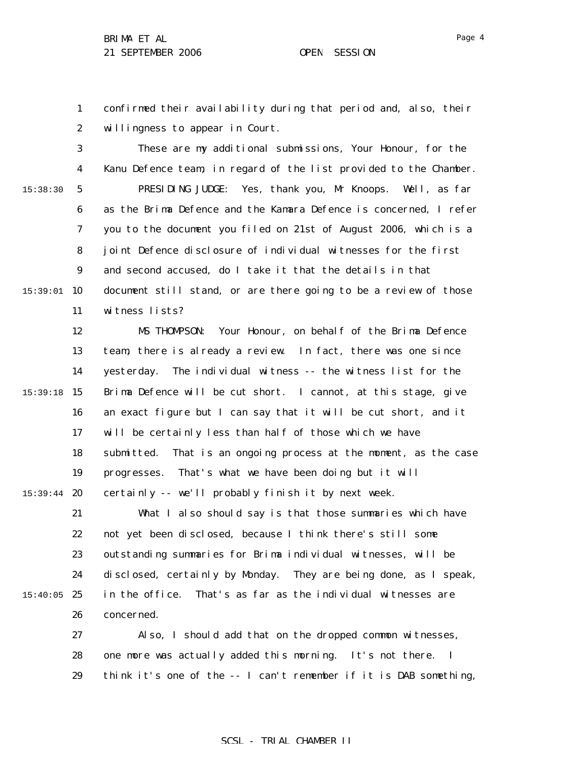confirmed their availability during that period and, also, their willingness to appear in Court.

These are my additional submissions, Your Honour, for the Kanu Defence team, in regard of the list provided to the Chamber.

PRESIDING JUDGE: Yes, thank you, Mr Knoops. Well, as far as the Brima Defence and the Kamara Defence is concerned, I refer you to the document you filed on 21st of August 2006, which is a joint Defence disclosure of individual witnesses for the first and second accused, do I take it that the details in that document still stand, or are there going to be a review of those witness lists?

MS THOMPSON: Your Honour, on behalf of the Brima Defence team, there is already a review. In fact, there was one since yesterday. The individual witness -- the witness list for the Brima Defence will be cut short. I cannot, at this stage, give an exact figure but I can say that it will be cut short, and it will be certainly less than half of those which we have submitted. That is an ongoing process at the moment, as the case progresses. That's what we have been doing but it will certainly -- we'll probably finish it by next week.

What I also should say is that those summaries which have not yet been disclosed, because I think there's still some outstanding summaries for Brima individual witnesses, will be disclosed, certainly by Monday. They are being done, as I speak, in the office. That's as far as the individual witnesses are concerned.

Also, I should add that on the dropped common witnesses, one more was actually added this morning. It's not there. I think it's one of the -- I can't remember if it is DAB something,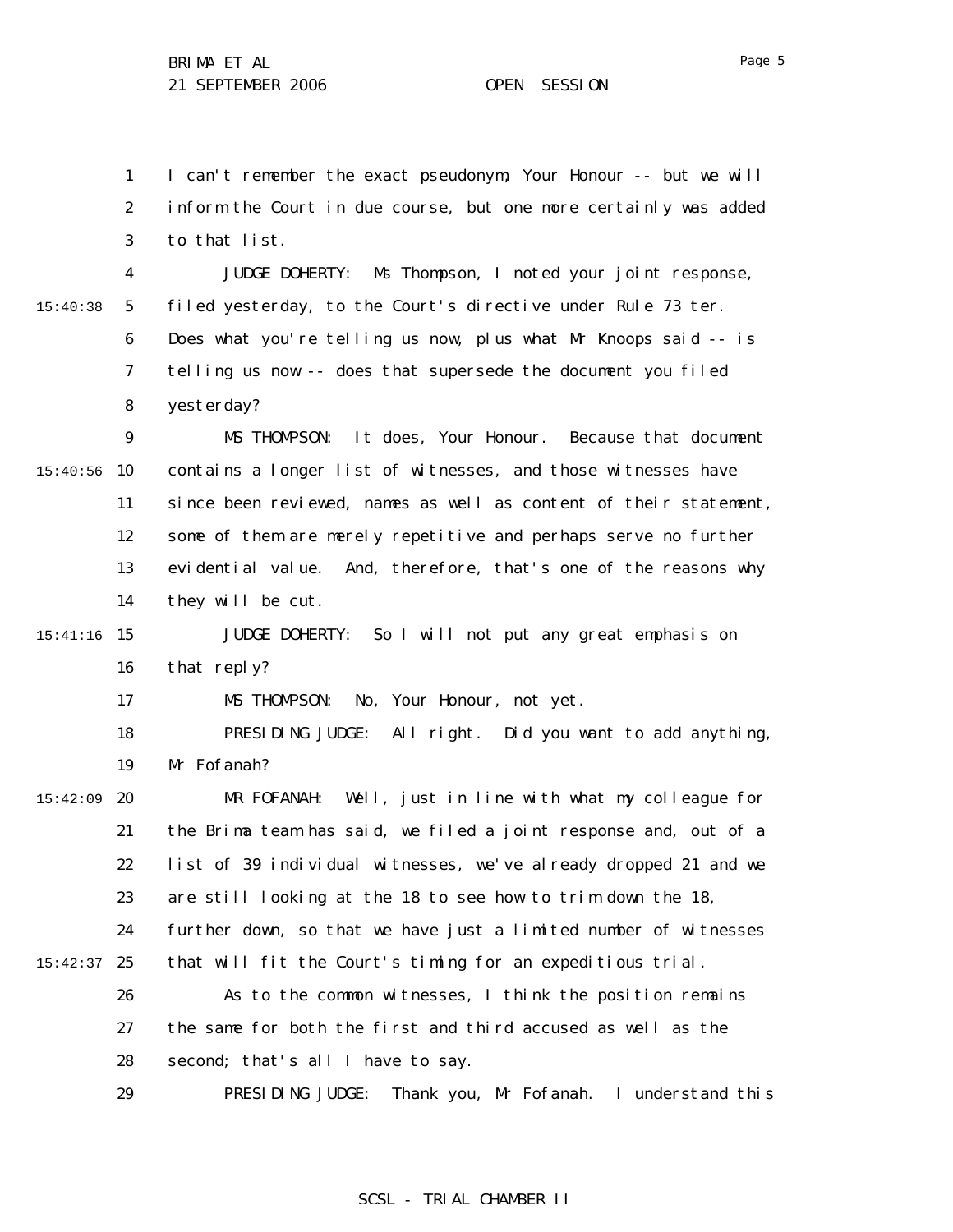I can't remember the exact pseudonym, Your Honour -- but we will inform the Court in due course, but one more certainly was added to that list.

JUDGE DOHERTY: Ms Thompson, I noted your joint response, filed yesterday, to the Court's directive under Rule 73 ter. Does what you're telling us now, plus what Mr Knoops said -- is telling us now -- does that supersede the document you filed yesterday?

MS THOMPSON: It does, Your Honour. Because that document contains a longer list of witnesses, and those witnesses have since been reviewed, names as well as content of their statement, some of them are merely repetitive and perhaps serve no further evidential value. And, therefore, that's one of the reasons why they will be cut.

JUDGE DOHERTY: So I will not put any great emphasis on that reply?

MS THOMPSON: No, Your Honour, not yet.

PRESIDING JUDGE: All right. Did you want to add anything, Mr Fofanah?

MR FOFANAH: Well, just in line with what my colleague for the Brima team has said, we filed a joint response and, out of a list of 39 individual witnesses, we've already dropped 21 and we are still looking at the 18 to see how to trim down the 18, further down, so that we have just a limited number of witnesses that will fit the Court's timing for an expeditious trial.

As to the common witnesses, I think the position remains the same for both the first and third accused as well as the second; that's all I have to say.

PRESIDING JUDGE: Thank you, Mr Fofanah. I understand this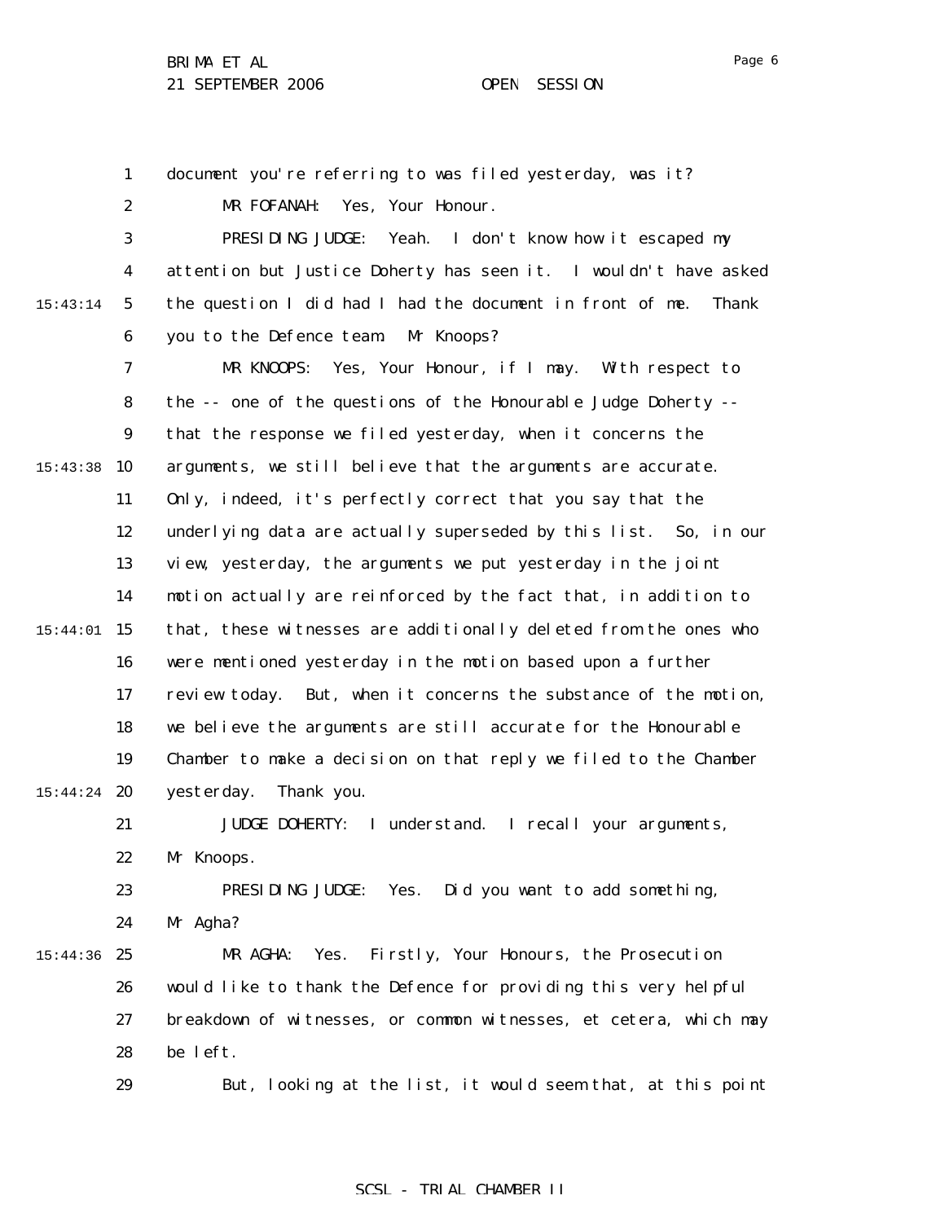document you're referring to was filed yesterday, was it?

MR FOFANAH: Yes, Your Honour.

PRESIDING JUDGE: Yeah. I don't know how it escaped my attention but Justice Doherty has seen it. I wouldn't have asked the question I did had I had the document in front of me. Thank you to the Defence team. Mr Knoops?

MR KNOOPS: Yes, Your Honour, if I may. With respect to the -- one of the questions of the Honourable Judge Doherty -- that the response we filed yesterday, when it concerns the arguments, we still believe that the arguments are accurate. Only, indeed, it's perfectly correct that you say that the underlying data are actually superseded by this list. So, in our view, yesterday, the arguments we put yesterday in the joint motion actually are reinforced by the fact that, in addition to that, these witnesses are additionally deleted from the ones who were mentioned yesterday in the motion based upon a further review today. But, when it concerns the substance of the motion, we believe the arguments are still accurate for the Honourable Chamber to make a decision on that reply we filed to the Chamber yesterday. Thank you.

JUDGE DOHERTY: I understand. I recall your arguments, Mr Knoops.

PRESIDING JUDGE: Yes. Did you want to add something, Mr Agha?

MR AGHA: Yes. Firstly, Your Honours, the Prosecution would like to thank the Defence for providing this very helpful breakdown of witnesses, or common witnesses, et cetera, which may be left.

But, looking at the list, it would seem that, at this point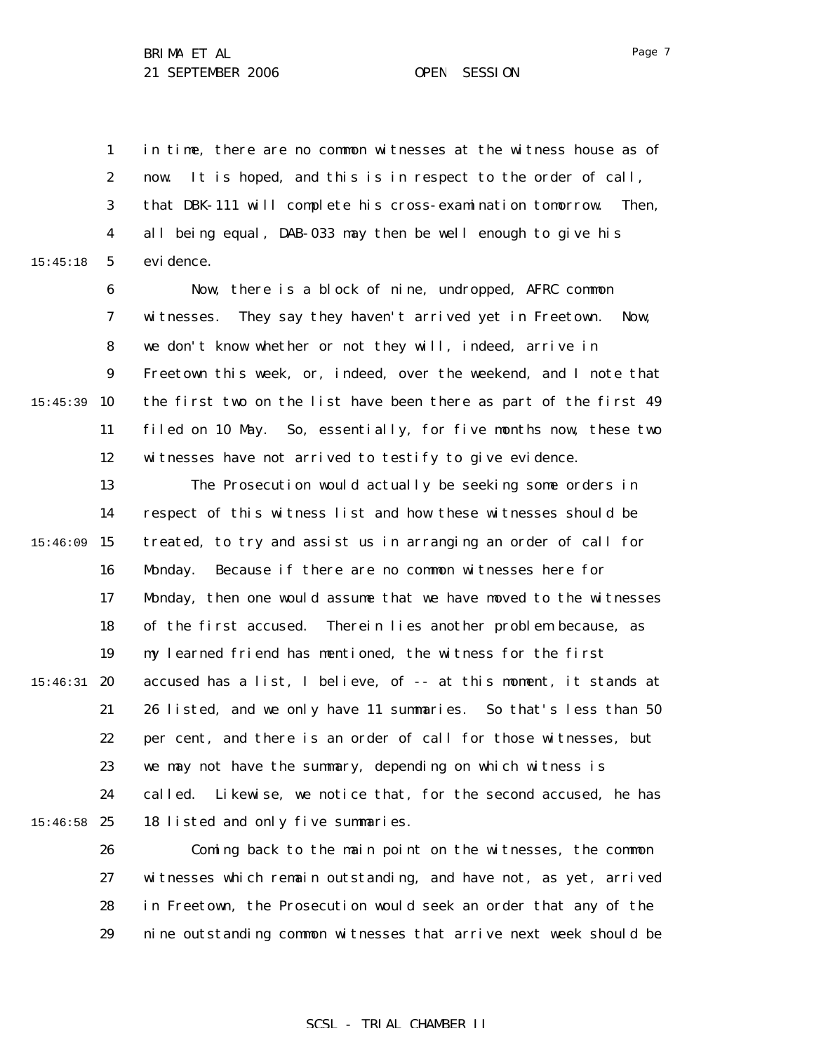in time, there are no common witnesses at the witness house as of now. It is hoped, and this is in respect to the order of call, that DBK-111 will complete his cross-examination tomorrow. Then, all being equal, DAB-033 may then be well enough to give his evidence.

Now, there is a block of nine, undropped, AFRC common witnesses. They say they haven't arrived yet in Freetown. Now, we don't know whether or not they will, indeed, arrive in Freetown this week, or, indeed, over the weekend, and I note that the first two on the list have been there as part of the first 49 filed on 10 May. So, essentially, for five months now, these two witnesses have not arrived to testify to give evidence.

The Prosecution would actually be seeking some orders in respect of this witness list and how these witnesses should be treated, to try and assist us in arranging an order of call for Monday. Because if there are no common witnesses here for Monday, then one would assume that we have moved to the witnesses of the first accused. Therein lies another problem because, as my learned friend has mentioned, the witness for the first accused has a list, I believe, of -- at this moment, it stands at 26 listed, and we only have 11 summaries. So that's less than 50 per cent, and there is an order of call for those witnesses, but we may not have the summary, depending on which witness is called. Likewise, we notice that, for the second accused, he has 18 listed and only five summaries.

Coming back to the main point on the witnesses, the common witnesses which remain outstanding, and have not, as yet, arrived in Freetown, the Prosecution would seek an order that any of the nine outstanding common witnesses that arrive next week should be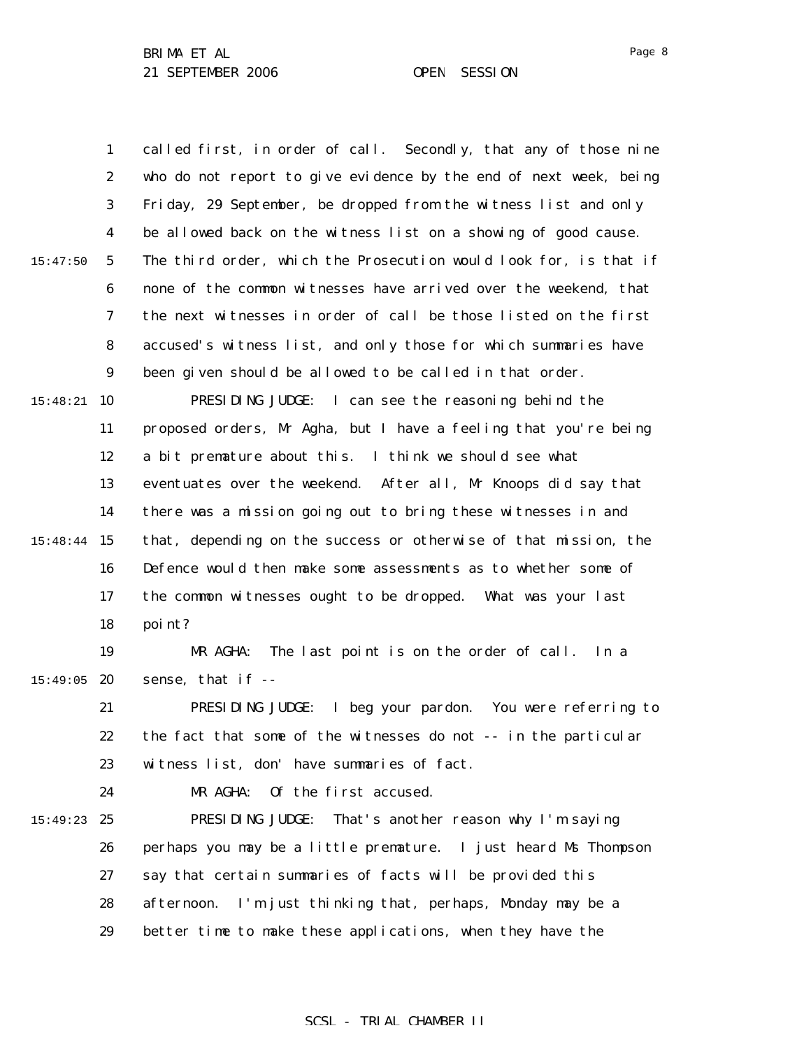called first, in order of call. Secondly, that any of those nine who do not report to give evidence by the end of next week, being Friday, 29 September, be dropped from the witness list and only be allowed back on the witness list on a showing of good cause. The third order, which the Prosecution would look for, is that if none of the common witnesses have arrived over the weekend, that the next witnesses in order of call be those listed on the first accused's witness list, and only those for which summaries have been given should be allowed to be called in that order.

PRESIDING JUDGE: I can see the reasoning behind the proposed orders, Mr Agha, but I have a feeling that you're being a bit premature about this. I think we should see what eventuates over the weekend. After all, Mr Knoops did say that there was a mission going out to bring these witnesses in and that, depending on the success or otherwise of that mission, the Defence would then make some assessments as to whether some of the common witnesses ought to be dropped. What was your last point?

MR AGHA: The last point is on the order of call. In a sense, that if --

PRESIDING JUDGE: I beg your pardon. You were referring to the fact that some of the witnesses do not -- in the particular witness list, don' have summaries of fact.

MR AGHA: Of the first accused.

PRESIDING JUDGE: That's another reason why I'm saying perhaps you may be a little premature. I just heard Ms Thompson say that certain summaries of facts will be provided this afternoon. I'm just thinking that, perhaps, Monday may be a better time to make these applications, when they have the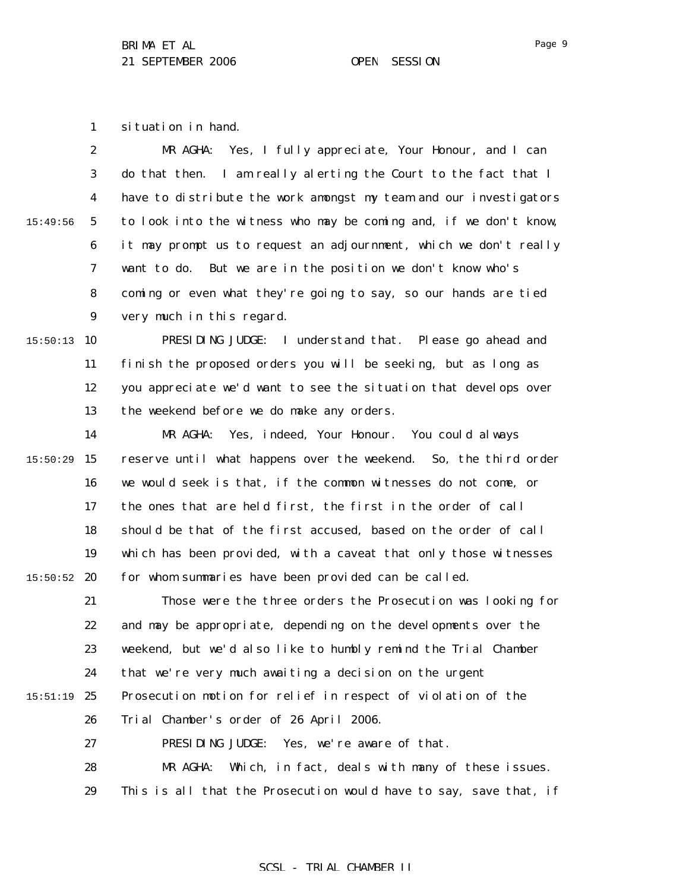situation in hand.

MR AGHA: Yes, I fully appreciate, Your Honour, and I can do that then. I am really alerting the Court to the fact that I have to distribute the work amongst my team and our investigators to look into the witness who may be coming and, if we don't know, it may prompt us to request an adjournment, which we don't really want to do. But we are in the position we don't know who's coming or even what they're going to say, so our hands are tied very much in this regard.

PRESIDING JUDGE: I understand that. Please go ahead and finish the proposed orders you will be seeking, but as long as you appreciate we'd want to see the situation that develops over the weekend before we do make any orders.

MR AGHA: Yes, indeed, Your Honour. You could always reserve until what happens over the weekend. So, the third order we would seek is that, if the common witnesses do not come, or the ones that are held first, the first in the order of call should be that of the first accused, based on the order of call which has been provided, with a caveat that only those witnesses for whom summaries have been provided can be called.

Those were the three orders the Prosecution was looking for and may be appropriate, depending on the developments over the weekend, but we'd also like to humbly remind the Trial Chamber that we're very much awaiting a decision on the urgent Prosecution motion for relief in respect of violation of the Trial Chamber's order of 26 April 2006.

PRESIDING JUDGE: Yes, we're aware of that.

MR AGHA: Which, in fact, deals with many of these issues. This is all that the Prosecution would have to say, save that, if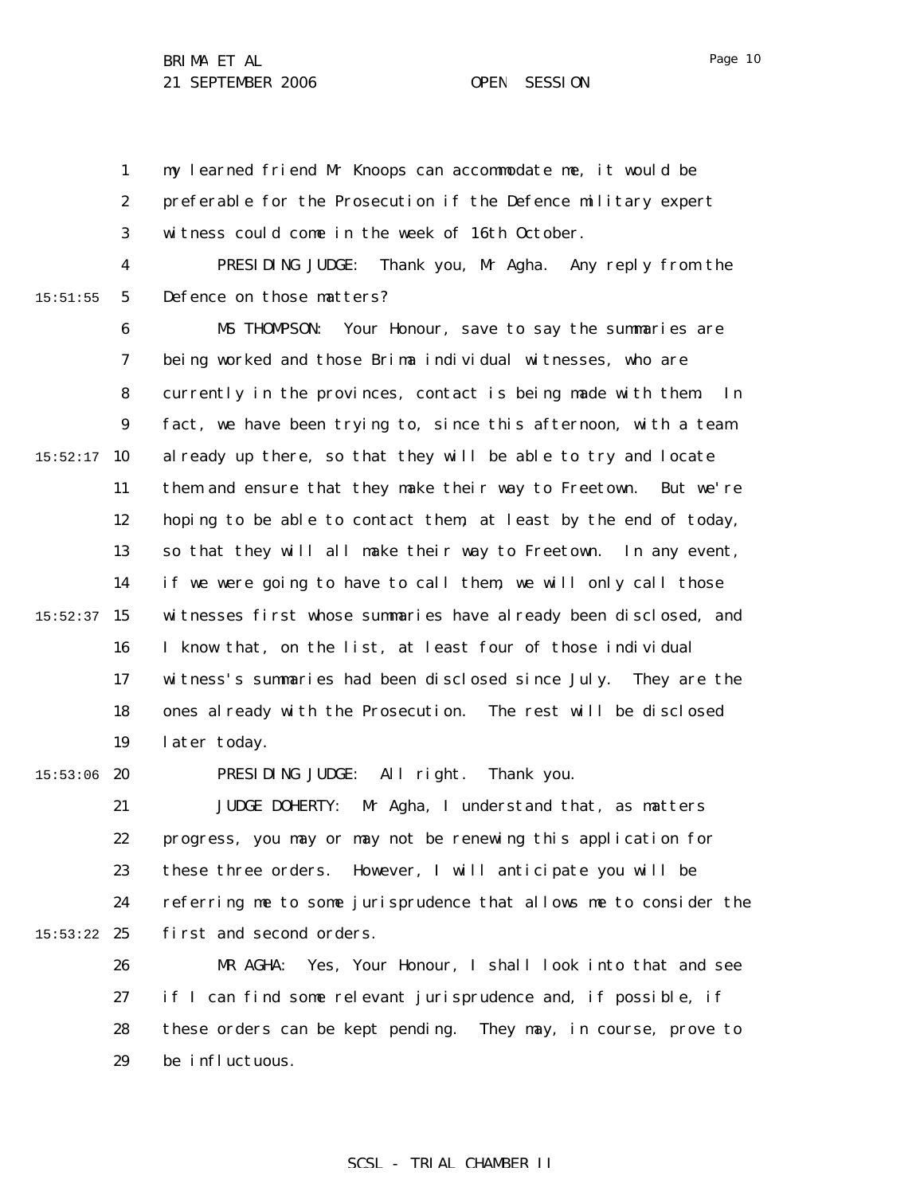my learned friend Mr Knoops can accommodate me, it would be preferable for the Prosecution if the Defence military expert witness could come in the week of 16th October.

PRESIDING JUDGE: Thank you, Mr Agha. Any reply from the Defence on those matters?

MS THOMPSON: Your Honour, save to say the summaries are being worked and those Brima individual witnesses, who are currently in the provinces, contact is being made with them. In fact, we have been trying to, since this afternoon, with a team already up there, so that they will be able to try and locate them and ensure that they make their way to Freetown. But we're hoping to be able to contact them, at least by the end of today, so that they will all make their way to Freetown. In any event, if we were going to have to call them, we will only call those witnesses first whose summaries have already been disclosed, and I know that, on the list, at least four of those individual witness's summaries had been disclosed since July. They are the ones already with the Prosecution. The rest will be disclosed later today.

PRESIDING JUDGE: All right. Thank you.

JUDGE DOHERTY: Mr Agha, I understand that, as matters progress, you may or may not be renewing this application for these three orders. However, I will anticipate you will be referring me to some jurisprudence that allows me to consider the first and second orders.

MR AGHA: Yes, Your Honour, I shall look into that and see if I can find some relevant jurisprudence and, if possible, if these orders can be kept pending. They may, in course, prove to be influctuous.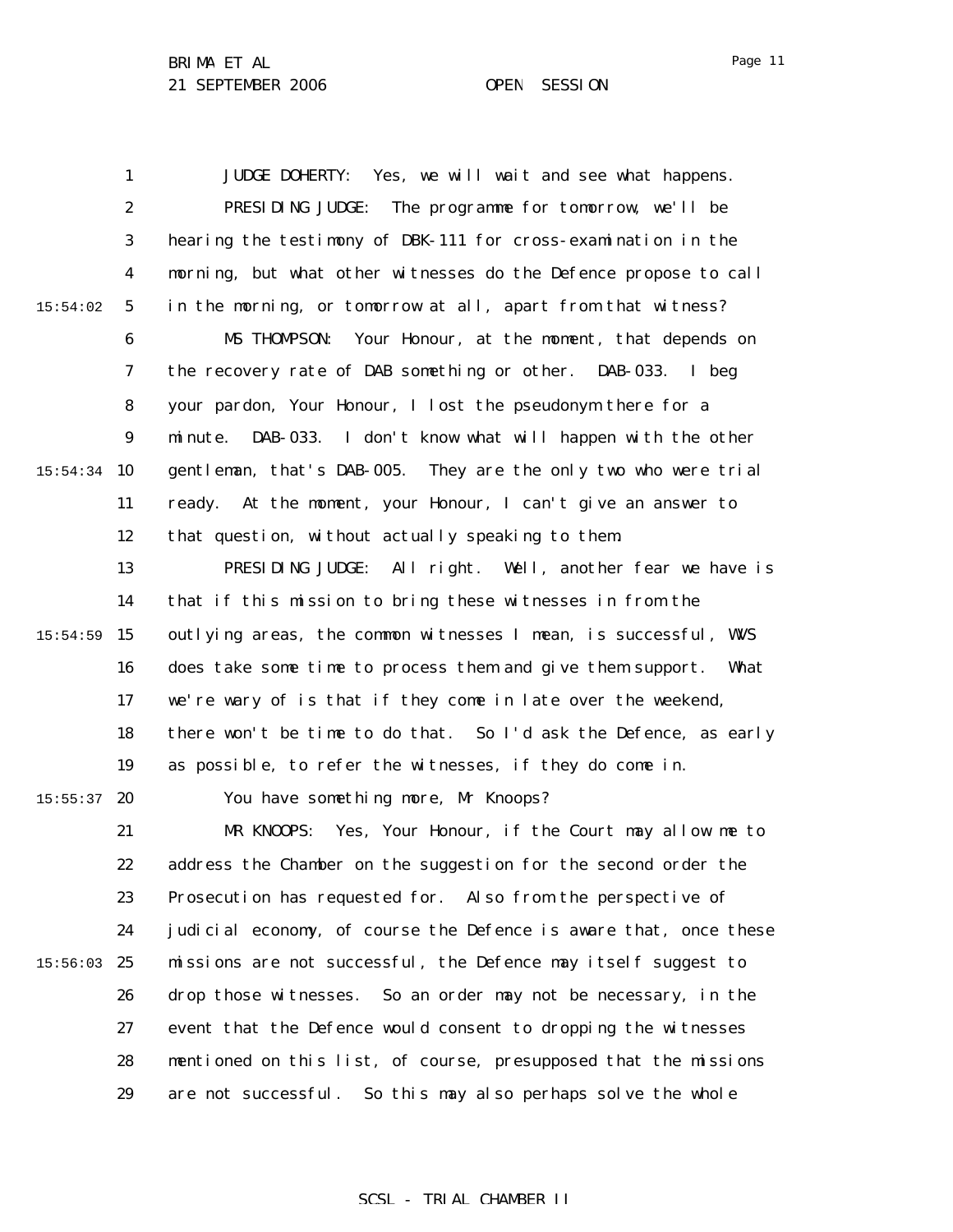JUDGE DOHERTY: Yes, we will wait and see what happens.

PRESIDING JUDGE: The programme for tomorrow, we'll be hearing the testimony of DBK-111 for cross-examination in the morning, but what other witnesses do the Defence propose to call in the morning, or tomorrow at all, apart from that witness?

MS THOMPSON: Your Honour, at the moment, that depends on the recovery rate of DAB something or other. DAB-033. I beg your pardon, Your Honour, I lost the pseudonym there for a minute. DAB-033. I don't know what will happen with the other gentleman, that's DAB-005. They are the only two who were trial ready. At the moment, your Honour, I can't give an answer to that question, without actually speaking to them.

PRESIDING JUDGE: All right. Well, another fear we have is that if this mission to bring these witnesses in from the outlying areas, the common witnesses I mean, is successful, WVS does take some time to process them and give them support. What we're wary of is that if they come in late over the weekend, there won't be time to do that. So I'd ask the Defence, as early as possible, to refer the witnesses, if they do come in.

You have something more, Mr Knoops?

MR KNOOPS: Yes, Your Honour, if the Court may allow me to address the Chamber on the suggestion for the second order the Prosecution has requested for. Also from the perspective of judicial economy, of course the Defence is aware that, once these missions are not successful, the Defence may itself suggest to drop those witnesses. So an order may not be necessary, in the event that the Defence would consent to dropping the witnesses mentioned on this list, of course, presupposed that the missions are not successful. So this may also perhaps solve the whole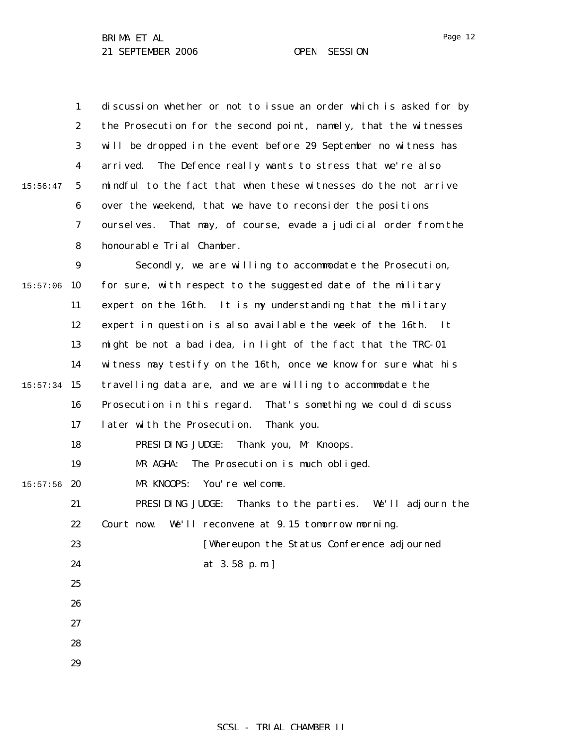discussion whether or not to issue an order which is asked for by the Prosecution for the second point, namely, that the witnesses will be dropped in the event before 29 September no witness has arrived. The Defence really wants to stress that we're also mindful to the fact that when these witnesses do the not arrive over the weekend, that we have to reconsider the positions ourselves. That may, of course, evade a judicial order from the honourable Trial Chamber.

Secondly, we are willing to accommodate the Prosecution, for sure, with respect to the suggested date of the military expert on the 16th. It is my understanding that the military expert in question is also available the week of the 16th. It might be not a bad idea, in light of the fact that the TRC-01 witness may testify on the 16th, once we know for sure what his travelling data are, and we are willing to accommodate the Prosecution in this regard. That's something we could discuss later with the Prosecution. Thank you.

PRESIDING JUDGE: Thank you, Mr Knoops.

MR AGHA: The Prosecution is much obliged.

MR KNOOPS: You're welcome.

PRESIDING JUDGE: Thanks to the parties. We'll adjourn the Court now. We'll reconvene at 9.15 tomorrow morning.

[Whereupon the Status Conference adjourned at 3.58 p.m.]